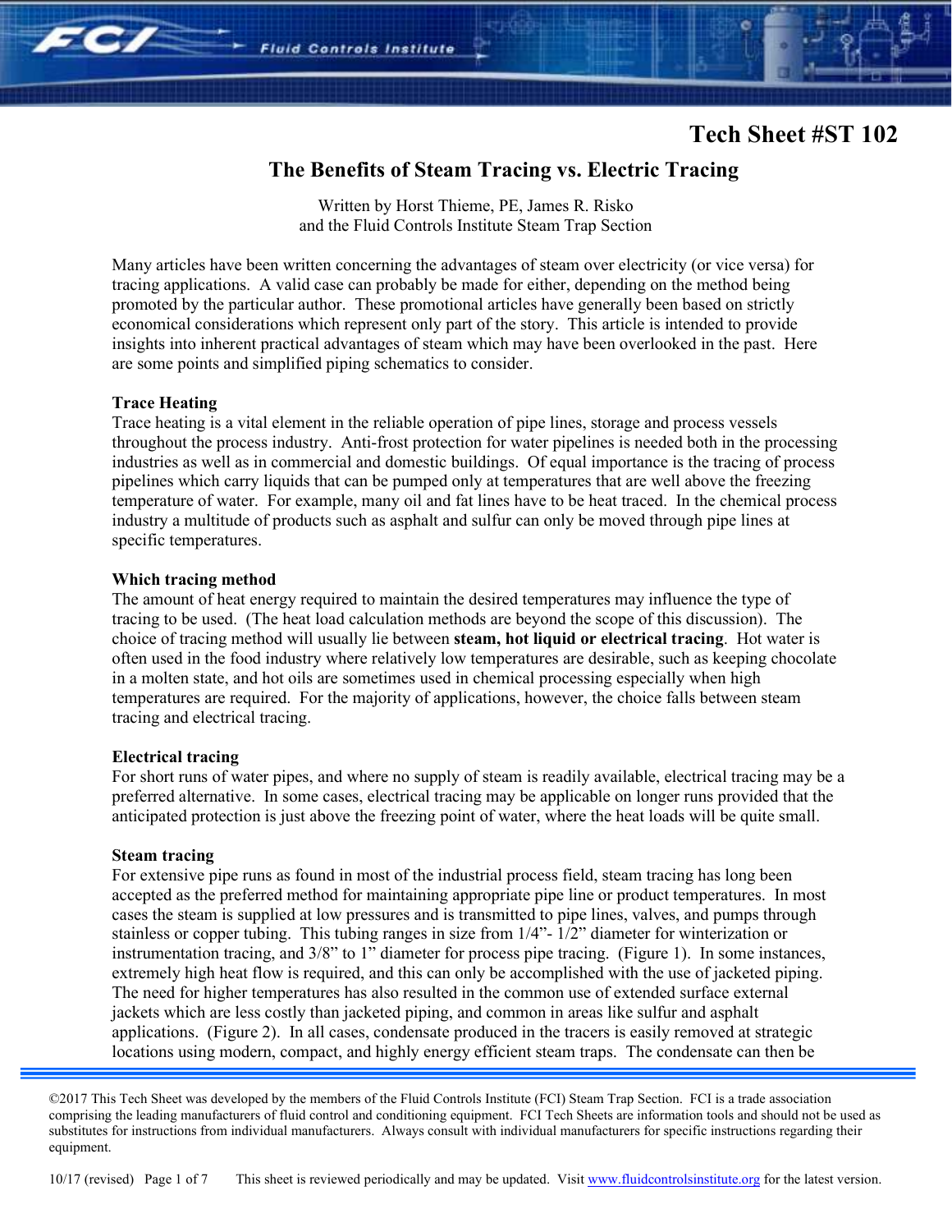# Tech Sheet #ST 102

## The Benefits of Steam Tracing vs. Electric Tracing

Written by Horst Thieme, PE, James R. Risko
and the Fluid Controls Institute Steam Trap Section

Many articles have been written concerning the advantages of steam over electricity (or vice versa) for tracing applications. A valid case can probably be made for either, depending on the method being promoted by the particular author. These promotional articles have generally been based on strictly economical considerations which represent only part of the story. This article is intended to provide insights into inherent practical advantages of steam which may have been overlooked in the past. Here are some points and simplified piping schematics to consider.

### Trace Heating

Trace heating is a vital element in the reliable operation of pipe lines, storage and process vessels throughout the process industry. Anti-frost protection for water pipelines is needed both in the processing industries as well as in commercial and domestic buildings. Of equal importance is the tracing of process pipelines which carry liquids that can be pumped only at temperatures that are well above the freezing temperature of water. For example, many oil and fat lines have to be heat traced. In the chemical process industry a multitude of products such as asphalt and sulfur can only be moved through pipe lines at specific temperatures.

### Which tracing method

The amount of heat energy required to maintain the desired temperatures may influence the type of tracing to be used. (The heat load calculation methods are beyond the scope of this discussion). The choice of tracing method will usually lie between **steam, hot liquid or electrical tracing**. Hot water is often used in the food industry where relatively low temperatures are desirable, such as keeping chocolate in a molten state, and hot oils are sometimes used in chemical processing especially when high temperatures are required. For the majority of applications, however, the choice falls between steam tracing and electrical tracing.

### Electrical tracing

For short runs of water pipes, and where no supply of steam is readily available, electrical tracing may be a preferred alternative. In some cases, electrical tracing may be applicable on longer runs provided that the anticipated protection is just above the freezing point of water, where the heat loads will be quite small.

### Steam tracing

For extensive pipe runs as found in most of the industrial process field, steam tracing has long been accepted as the preferred method for maintaining appropriate pipe line or product temperatures. In most cases the steam is supplied at low pressures and is transmitted to pipe lines, valves, and pumps through stainless or copper tubing. This tubing ranges in size from 1/4”- 1/2” diameter for winterization or instrumentation tracing, and 3/8” to 1” diameter for process pipe tracing. (Figure 1). In some instances, extremely high heat flow is required, and this can only be accomplished with the use of jacketed piping. The need for higher temperatures has also resulted in the common use of extended surface external jackets which are less costly than jacketed piping, and common in areas like sulfur and asphalt applications. (Figure 2). In all cases, condensate produced in the tracers is easily removed at strategic locations using modern, compact, and highly energy efficient steam traps. The condensate can then be

©2017 This Tech Sheet was developed by the members of the Fluid Controls Institute (FCI) Steam Trap Section. FCI is a trade association comprising the leading manufacturers of fluid control and conditioning equipment. FCI Tech Sheets are information tools and should not be used as substitutes for instructions from individual manufacturers. Always consult with individual manufacturers for specific instructions regarding their equipment.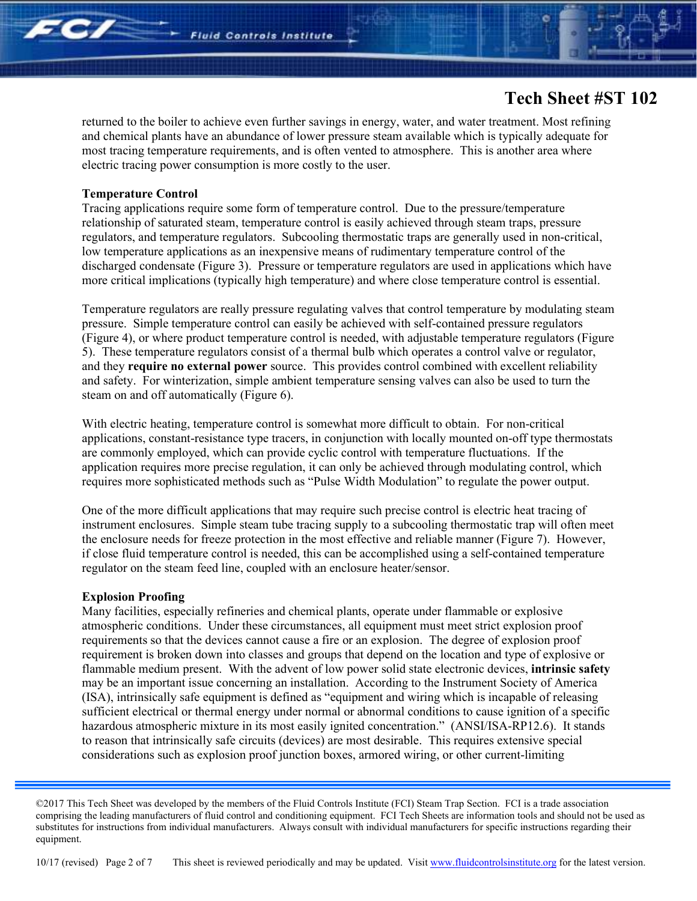returned to the boiler to achieve even further savings in energy, water, and water treatment. Most refining and chemical plants have an abundance of lower pressure steam available which is typically adequate for most tracing temperature requirements, and is often vented to atmosphere. This is another area where electric tracing power consumption is more costly to the user.

**Temperature Control**

Tracing applications require some form of temperature control. Due to the pressure/temperature relationship of saturated steam, temperature control is easily achieved through steam traps, pressure regulators, and temperature regulators. Subcooling thermostatic traps are generally used in non-critical, low temperature applications as an inexpensive means of rudimentary temperature control of the discharged condensate (Figure 3). Pressure or temperature regulators are used in applications which have more critical implications (typically high temperature) and where close temperature control is essential.

Temperature regulators are really pressure regulating valves that control temperature by modulating steam pressure. Simple temperature control can easily be achieved with self-contained pressure regulators (Figure 4), or where product temperature control is needed, with adjustable temperature regulators (Figure 5). These temperature regulators consist of a thermal bulb which operates a control valve or regulator, and they **require no external power** source. This provides control combined with excellent reliability and safety. For winterization, simple ambient temperature sensing valves can also be used to turn the steam on and off automatically (Figure 6).

With electric heating, temperature control is somewhat more difficult to obtain. For non-critical applications, constant-resistance type tracers, in conjunction with locally mounted on-off type thermostats are commonly employed, which can provide cyclic control with temperature fluctuations. If the application requires more precise regulation, it can only be achieved through modulating control, which requires more sophisticated methods such as "Pulse Width Modulation" to regulate the power output.

One of the more difficult applications that may require such precise control is electric heat tracing of instrument enclosures. Simple steam tube tracing supply to a subcooling thermostatic trap will often meet the enclosure needs for freeze protection in the most effective and reliable manner (Figure 7). However, if close fluid temperature control is needed, this can be accomplished using a self-contained temperature regulator on the steam feed line, coupled with an enclosure heater/sensor.

**Explosion Proofing**

Many facilities, especially refineries and chemical plants, operate under flammable or explosive atmospheric conditions. Under these circumstances, all equipment must meet strict explosion proof requirements so that the devices cannot cause a fire or an explosion. The degree of explosion proof requirement is broken down into classes and groups that depend on the location and type of explosive or flammable medium present. With the advent of low power solid state electronic devices, **intrinsic safety** may be an important issue concerning an installation. According to the Instrument Society of America (ISA), intrinsically safe equipment is defined as "equipment and wiring which is incapable of releasing sufficient electrical or thermal energy under normal or abnormal conditions to cause ignition of a specific hazardous atmospheric mixture in its most easily ignited concentration." (ANSI/ISA-RP12.6). It stands to reason that intrinsically safe circuits (devices) are most desirable. This requires extensive special considerations such as explosion proof junction boxes, armored wiring, or other current-limiting

©2017 This Tech Sheet was developed by the members of the Fluid Controls Institute (FCI) Steam Trap Section. FCI is a trade association comprising the leading manufacturers of fluid control and conditioning equipment. FCI Tech Sheets are information tools and should not be used as substitutes for instructions from individual manufacturers. Always consult with individual manufacturers for specific instructions regarding their equipment.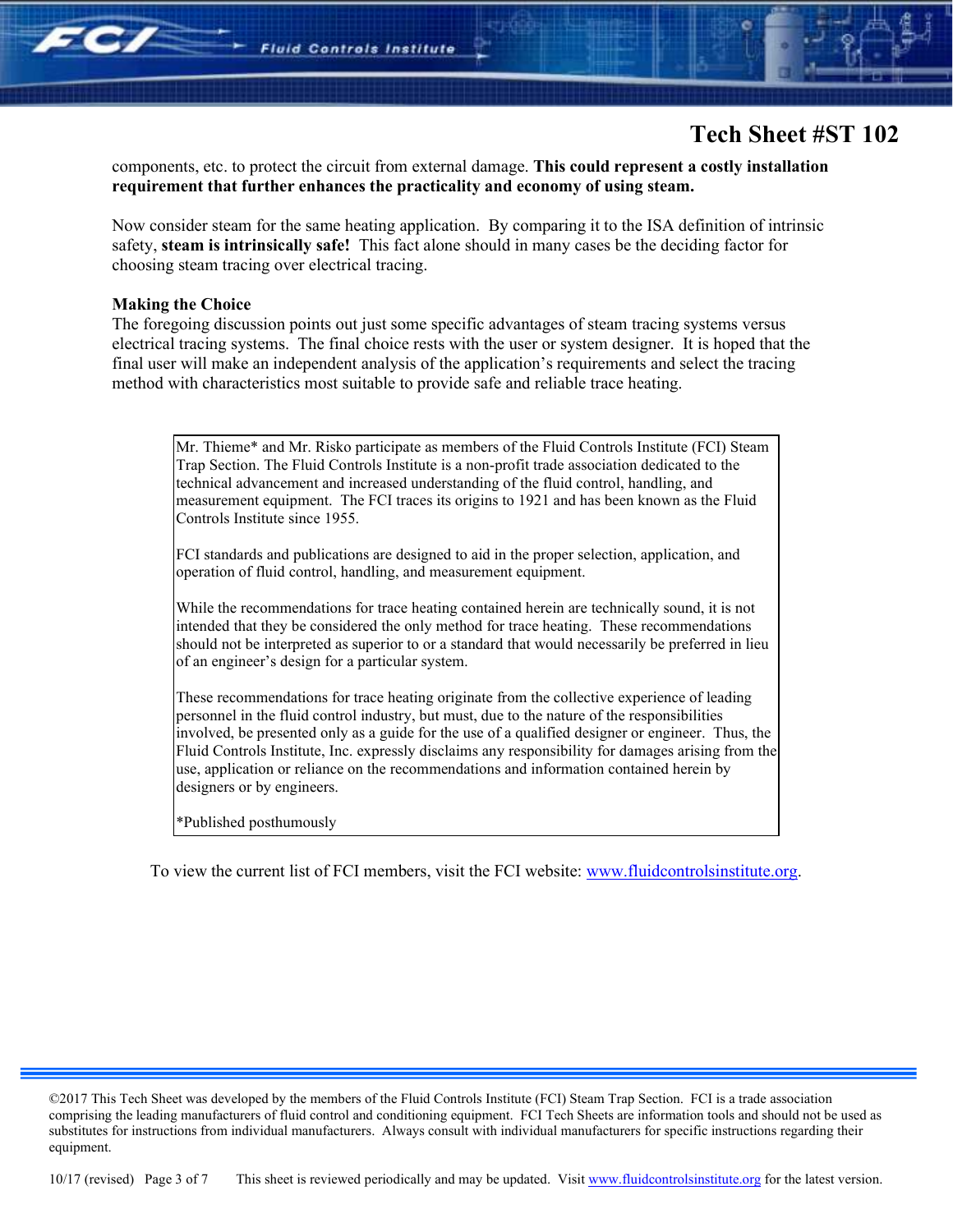components, etc. to protect the circuit from external damage. **This could represent a costly installation requirement that further enhances the practicality and economy of using steam.**

Now consider steam for the same heating application. By comparing it to the ISA definition of intrinsic safety, **steam is intrinsically safe!** This fact alone should in many cases be the deciding factor for choosing steam tracing over electrical tracing.

**Making the Choice**

The foregoing discussion points out just some specific advantages of steam tracing systems versus electrical tracing systems. The final choice rests with the user or system designer. It is hoped that the final user will make an independent analysis of the application's requirements and select the tracing method with characteristics most suitable to provide safe and reliable trace heating.

> Mr. Thieme* and Mr. Risko participate as members of the Fluid Controls Institute (FCI) Steam Trap Section. The Fluid Controls Institute is a non-profit trade association dedicated to the technical advancement and increased understanding of the fluid control, handling, and measurement equipment. The FCI traces its origins to 1921 and has been known as the Fluid Controls Institute since 1955.
>
> FCI standards and publications are designed to aid in the proper selection, application, and operation of fluid control, handling, and measurement equipment.
>
> While the recommendations for trace heating contained herein are technically sound, it is not intended that they be considered the only method for trace heating. These recommendations should not be interpreted as superior to or a standard that would necessarily be preferred in lieu of an engineer's design for a particular system.
>
> These recommendations for trace heating originate from the collective experience of leading personnel in the fluid control industry, but must, due to the nature of the responsibilities involved, be presented only as a guide for the use of a qualified designer or engineer. Thus, the Fluid Controls Institute, Inc. expressly disclaims any responsibility for damages arising from the use, application or reliance on the recommendations and information contained herein by designers or by engineers.
>
> *Published posthumously

To view the current list of FCI members, visit the FCI website: www.fluidcontrolsinstitute.org.

©2017 This Tech Sheet was developed by the members of the Fluid Controls Institute (FCI) Steam Trap Section. FCI is a trade association comprising the leading manufacturers of fluid control and conditioning equipment. FCI Tech Sheets are information tools and should not be used as substitutes for instructions from individual manufacturers. Always consult with individual manufacturers for specific instructions regarding their equipment.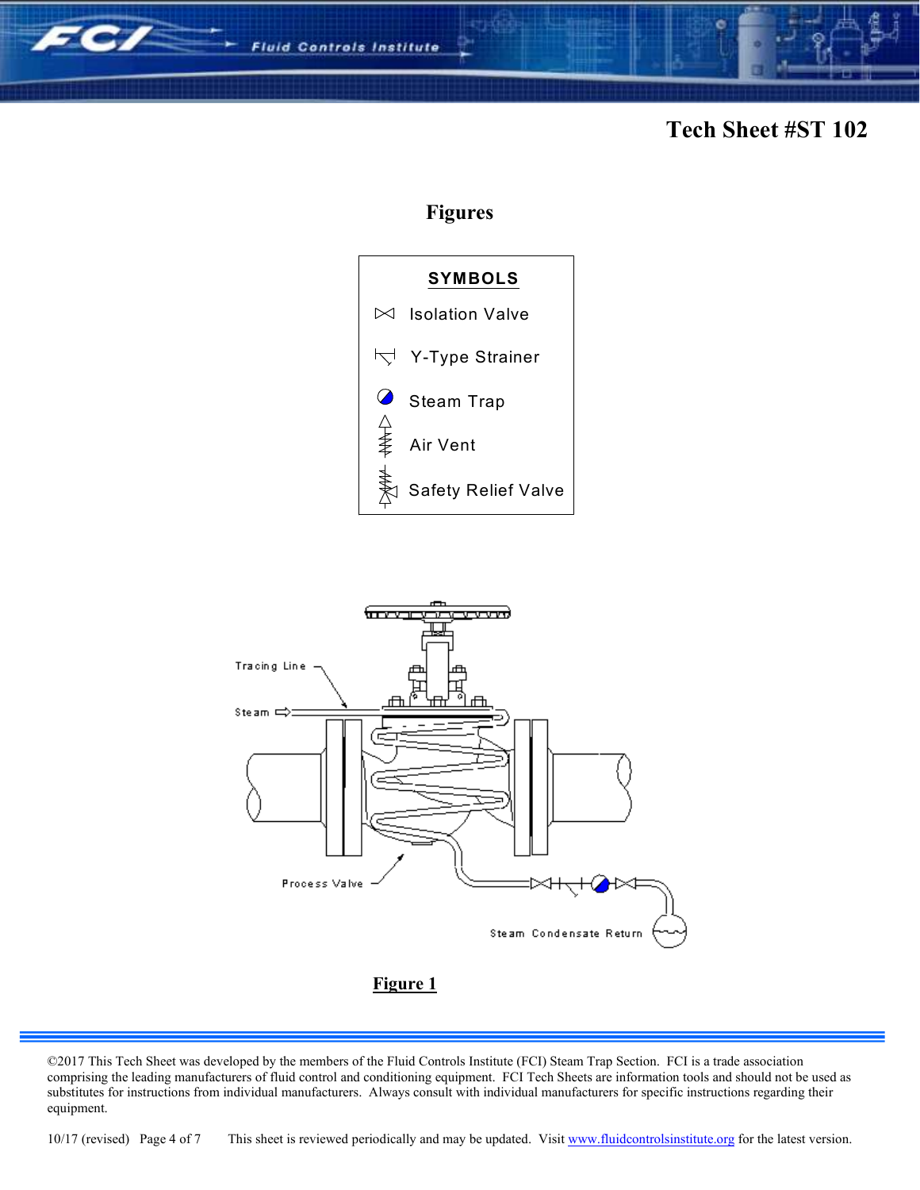# Figures

**SYMBOLS**

- Isolation Valve
- Y-Type Strainer
- Steam Trap
- Air Vent
- Safety Relief Valve

Tracing Line

Steam

Process Valve

Steam Condensate Return

**Figure 1**

©2017 This Tech Sheet was developed by the members of the Fluid Controls Institute (FCI) Steam Trap Section. FCI is a trade association comprising the leading manufacturers of fluid control and conditioning equipment. FCI Tech Sheets are information tools and should not be used as substitutes for instructions from individual manufacturers. Always consult with individual manufacturers for specific instructions regarding their equipment.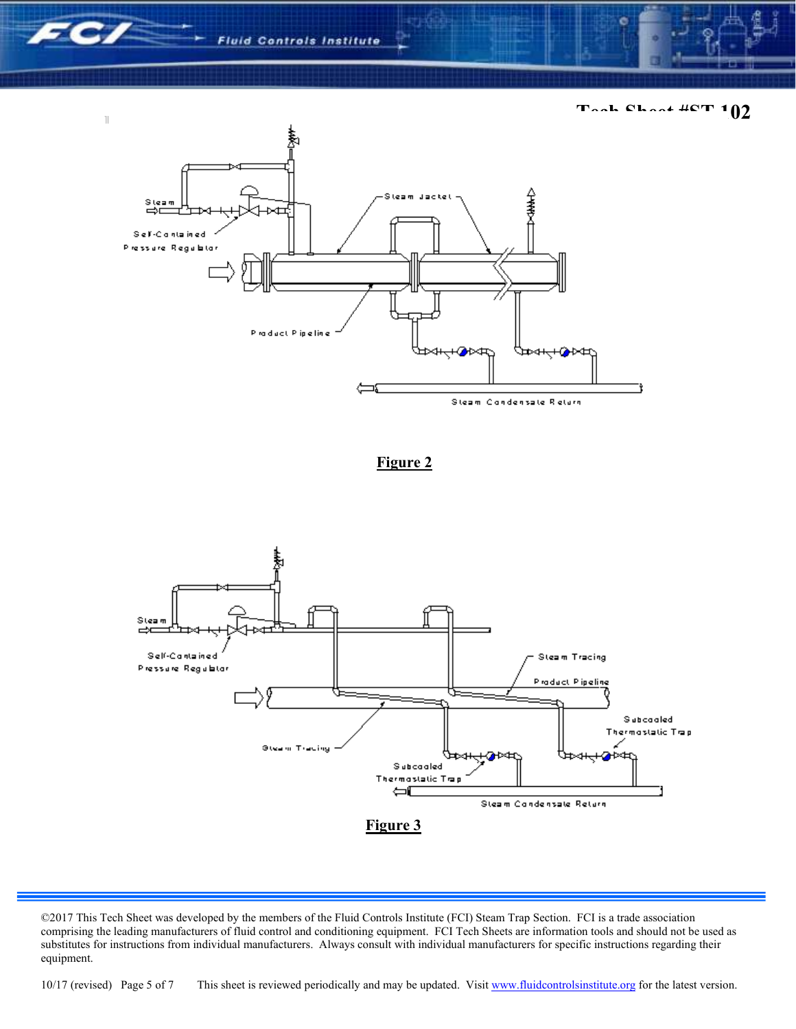Figure 2

Figure 3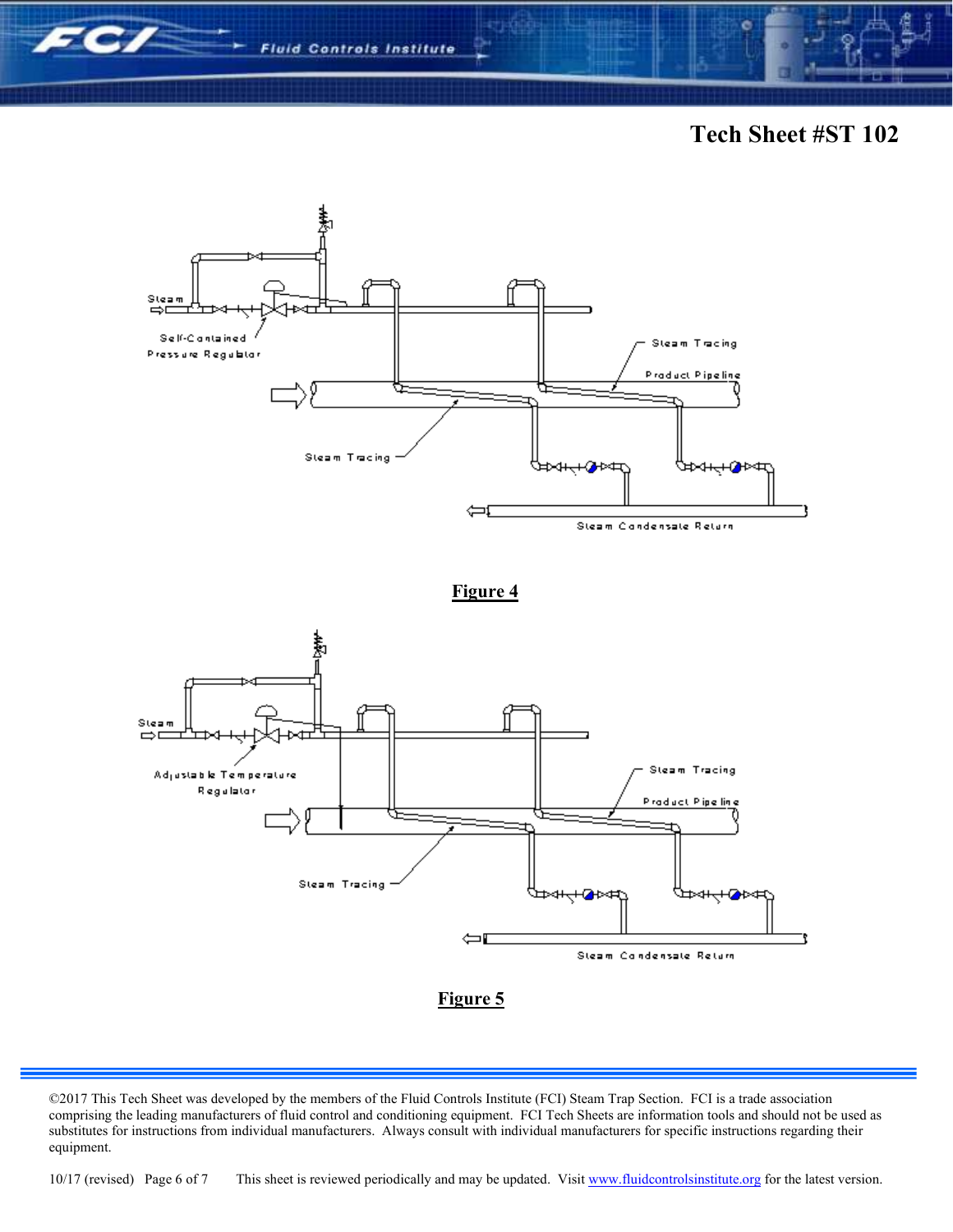Tech Sheet #ST 102

Steam

Self-Contained Pressure Regulator

Steam Tracing

Product Pipeline

Steam Tracing

Steam Condensate Return

**Figure 4**

Steam

Adjustable Temperature Regulator

Steam Tracing

Product Pipeline

Steam Tracing

Steam Condensate Return

**Figure 5**

©2017 This Tech Sheet was developed by the members of the Fluid Controls Institute (FCI) Steam Trap Section. FCI is a trade association comprising the leading manufacturers of fluid control and conditioning equipment. FCI Tech Sheets are information tools and should not be used as substitutes for instructions from individual manufacturers. Always consult with individual manufacturers for specific instructions regarding their equipment.

10/17 (revised) This sheet is reviewed periodically and may be updated. Visit www.fluidcontrolsinstitute.org for the latest version.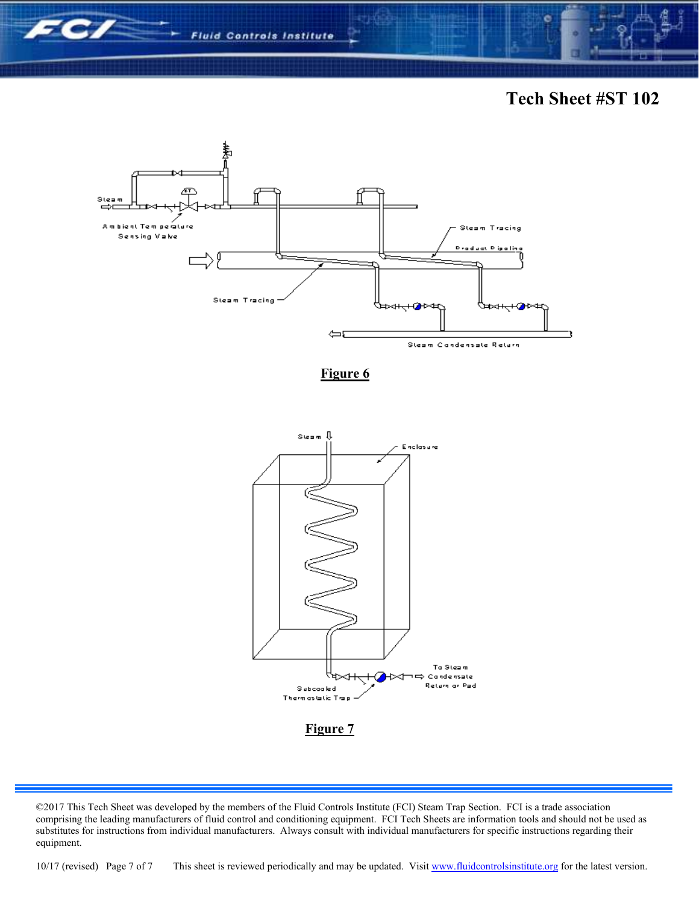Steam

Ambient Temperature Sensing Valve

Steam Tracing

Product Piping

Steam Tracing

Steam Condensate Return

**Figure 6**

Steam

Enclosure

Subcooled Thermostatic Trap

To Steam Condensate Return or Pad

**Figure 7**

©2017 This Tech Sheet was developed by the members of the Fluid Controls Institute (FCI) Steam Trap Section. FCI is a trade association comprising the leading manufacturers of fluid control and conditioning equipment. FCI Tech Sheets are information tools and should not be used as substitutes for instructions from individual manufacturers. Always consult with individual manufacturers for specific instructions regarding their equipment.

10/17 (revised) This sheet is reviewed periodically and may be updated. Visit www.fluidcontrolsinstitute.org for the latest version.